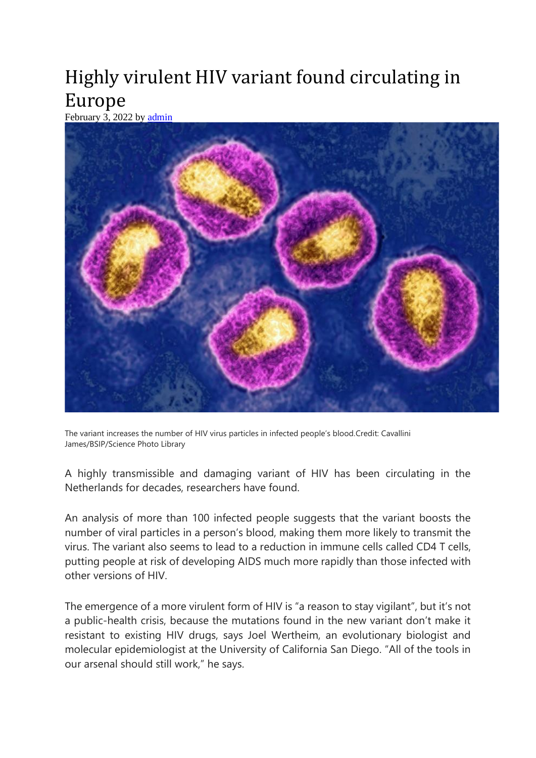# Highly virulent HIV variant found circulating in Europe

February 3, 2022 by admin

The variant increases the number of HIV virus particles in infected people's blood.Credit: Cavallini James/BSIP/Science Photo Library

A highly transmissible and damaging variant of HIV has been circulating in the Netherlands for decades, researchers have found.

An analysis of more than 100 infected people suggests that the variant boosts the number of viral particles in a person's blood, making them more likely to transmit the virus. The variant also seems to lead to a reduction in immune cells called CD4 T cells, putting people at risk of developing AIDS much more rapidly than those infected with other versions of HIV.

The emergence of a more virulent form of HIV is "a reason to stay vigilant", but it's not a public-health crisis, because the mutations found in the new variant don't make it resistant to existing HIV drugs, says Joel Wertheim, an evolutionary biologist and molecular epidemiologist at the University of California San Diego. "All of the tools in our arsenal should still work," he says.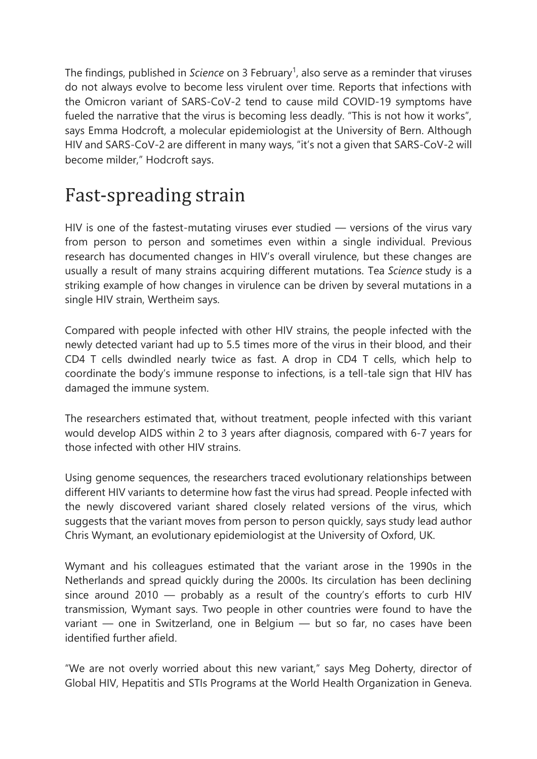The findings, published in *Science* on 3 February[1], also serve as a reminder that viruses do not always evolve to become less virulent over time. Reports that infections with the Omicron variant of SARS-CoV-2 tend to cause mild COVID-19 symptoms have fueled the narrative that the virus is becoming less deadly. "This is not how it works", says Emma Hodcroft, a molecular epidemiologist at the University of Bern. Although HIV and SARS-CoV-2 are different in many ways, "it's not a given that SARS-CoV-2 will become milder," Hodcroft says.

## Fast-spreading strain

HIV is one of the fastest-mutating viruses ever studied — versions of the virus vary from person to person and sometimes even within a single individual. Previous research has documented changes in HIV's overall virulence, but these changes are usually a result of many strains acquiring different mutations. Tea *Science* study is a striking example of how changes in virulence can be driven by several mutations in a single HIV strain, Wertheim says.

Compared with people infected with other HIV strains, the people infected with the newly detected variant had up to 5.5 times more of the virus in their blood, and their CD4 T cells dwindled nearly twice as fast. A drop in CD4 T cells, which help to coordinate the body's immune response to infections, is a tell-tale sign that HIV has damaged the immune system.

The researchers estimated that, without treatment, people infected with this variant would develop AIDS within 2 to 3 years after diagnosis, compared with 6-7 years for those infected with other HIV strains.

Using genome sequences, the researchers traced evolutionary relationships between different HIV variants to determine how fast the virus had spread. People infected with the newly discovered variant shared closely related versions of the virus, which suggests that the variant moves from person to person quickly, says study lead author Chris Wymant, an evolutionary epidemiologist at the University of Oxford, UK.

Wymant and his colleagues estimated that the variant arose in the 1990s in the Netherlands and spread quickly during the 2000s. Its circulation has been declining since around 2010 — probably as a result of the country's efforts to curb HIV transmission, Wymant says. Two people in other countries were found to have the variant — one in Switzerland, one in Belgium — but so far, no cases have been identified further afield.

"We are not overly worried about this new variant," says Meg Doherty, director of Global HIV, Hepatitis and STIs Programs at the World Health Organization in Geneva.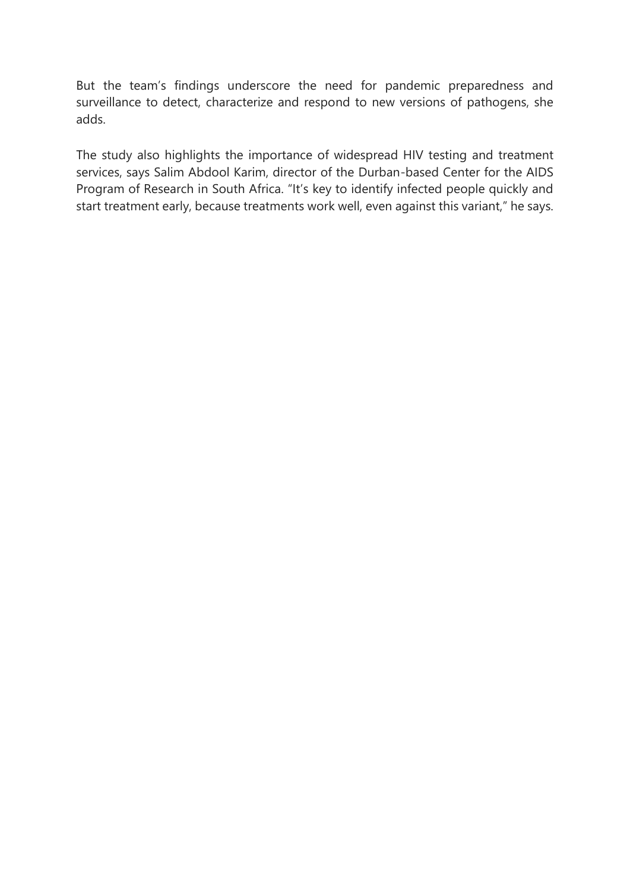But the team's findings underscore the need for pandemic preparedness and surveillance to detect, characterize and respond to new versions of pathogens, she adds.

The study also highlights the importance of widespread HIV testing and treatment services, says Salim Abdool Karim, director of the Durban-based Center for the AIDS Program of Research in South Africa. "It's key to identify infected people quickly and start treatment early, because treatments work well, even against this variant," he says.